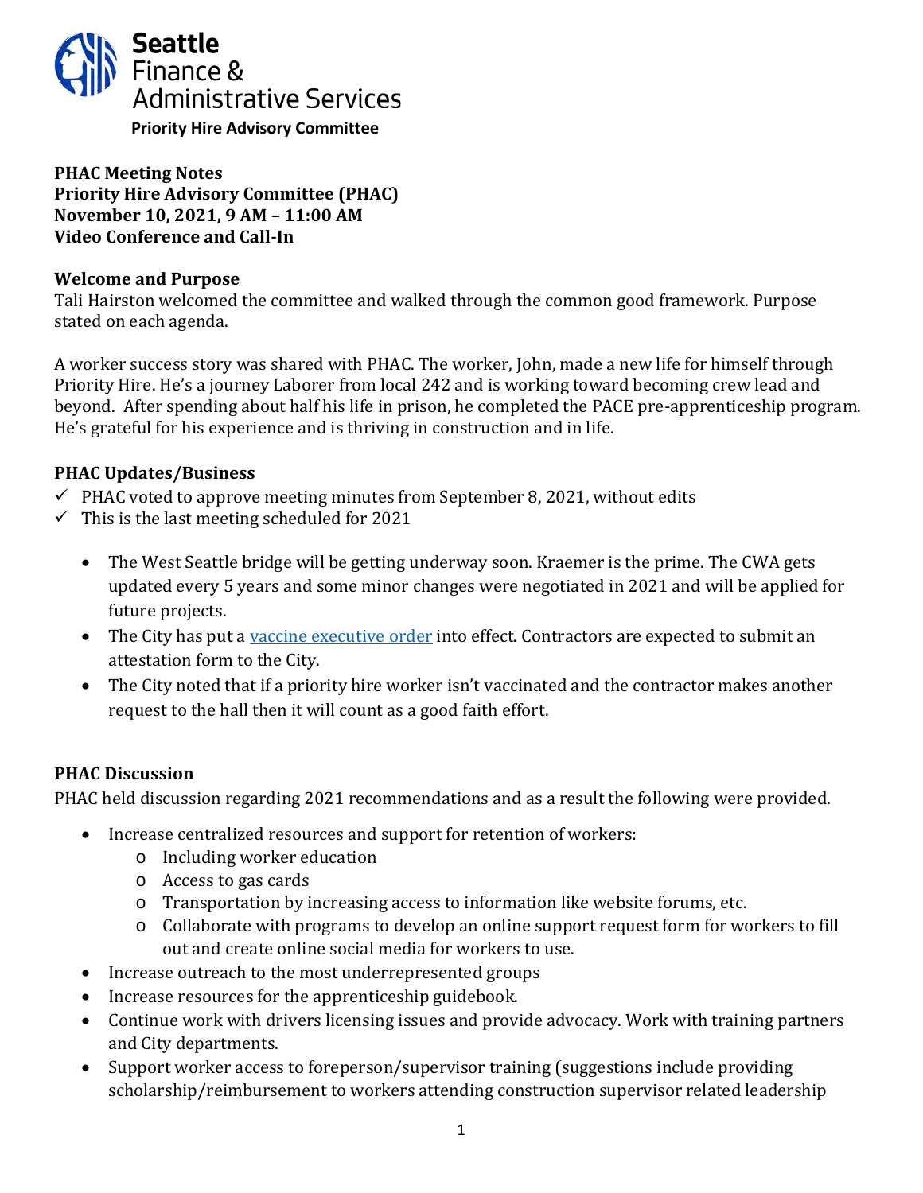**Seattle Finance & Administrative Services**

**Priority Hire Advisory Committee**

**PHAC Meeting Notes**
**Priority Hire Advisory Committee (PHAC)**
**November 10, 2021, 9 AM – 11:00 AM**
**Video Conference and Call-In**

## Welcome and Purpose

Tali Hairston welcomed the committee and walked through the common good framework. Purpose stated on each agenda.

A worker success story was shared with PHAC. The worker, John, made a new life for himself through Priority Hire. He's a journey Laborer from local 242 and is working toward becoming crew lead and beyond. After spending about half his life in prison, he completed the PACE pre-apprenticeship program. He's grateful for his experience and is thriving in construction and in life.

## PHAC Updates/Business

- ✓ PHAC voted to approve meeting minutes from September 8, 2021, without edits
- ✓ This is the last meeting scheduled for 2021

  - The West Seattle bridge will be getting underway soon. Kraemer is the prime. The CWA gets updated every 5 years and some minor changes were negotiated in 2021 and will be applied for future projects.
  - The City has put a vaccine executive order into effect. Contractors are expected to submit an attestation form to the City.
  - The City noted that if a priority hire worker isn't vaccinated and the contractor makes another request to the hall then it will count as a good faith effort.

## PHAC Discussion

PHAC held discussion regarding 2021 recommendations and as a result the following were provided.

- Increase centralized resources and support for retention of workers:
  - Including worker education
  - Access to gas cards
  - Transportation by increasing access to information like website forums, etc.
  - Collaborate with programs to develop an online support request form for workers to fill out and create online social media for workers to use.
- Increase outreach to the most underrepresented groups
- Increase resources for the apprenticeship guidebook.
- Continue work with drivers licensing issues and provide advocacy. Work with training partners and City departments.
- Support worker access to foreperson/supervisor training (suggestions include providing scholarship/reimbursement to workers attending construction supervisor related leadership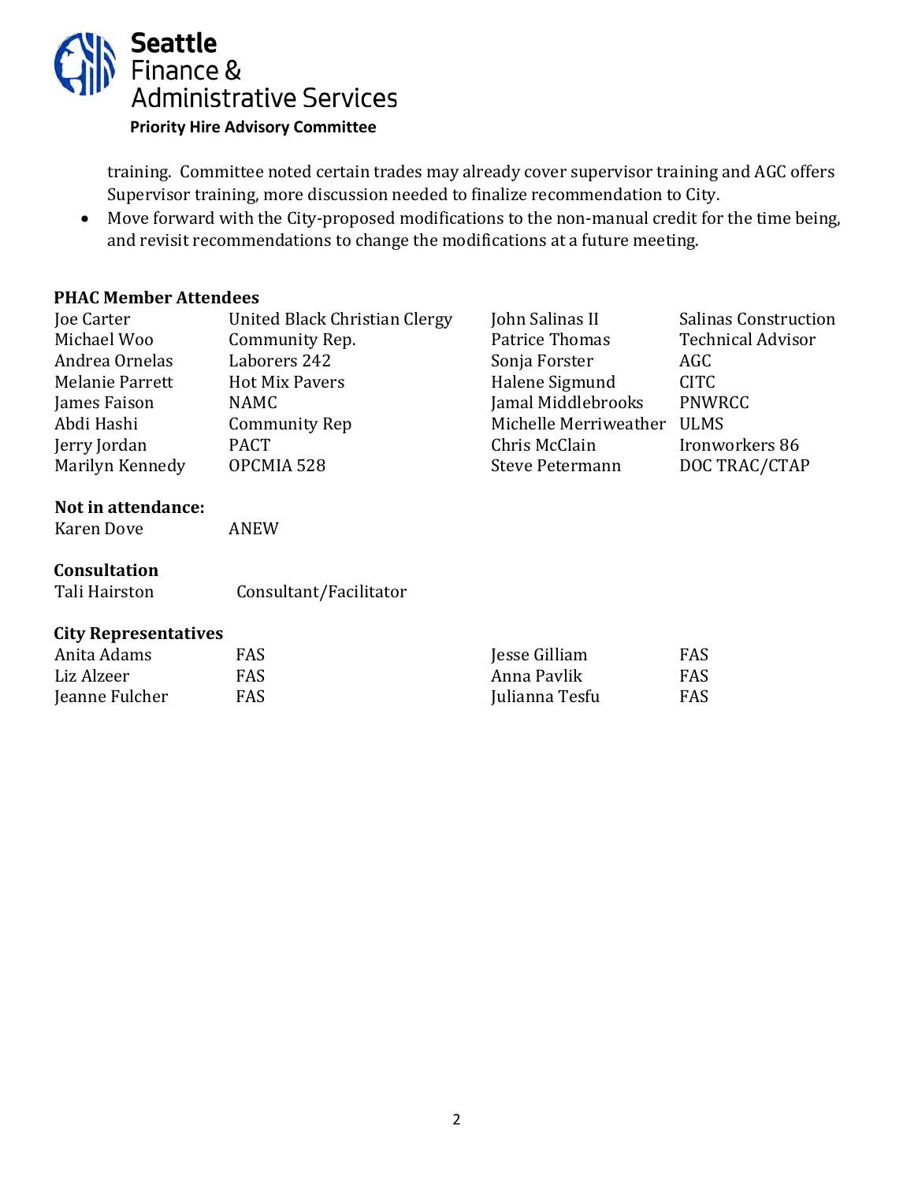training. Committee noted certain trades may already cover supervisor training and AGC offers Supervisor training, more discussion needed to finalize recommendation to City.

- Move forward with the City-proposed modifications to the non-manual credit for the time being, and revisit recommendations to change the modifications at a future meeting.

**PHAC Member Attendees**

| | | | |
|---|---|---|---|
| Joe Carter | United Black Christian Clergy | John Salinas II | Salinas Construction |
| Michael Woo | Community Rep. | Patrice Thomas | Technical Advisor |
| Andrea Ornelas | Laborers 242 | Sonja Forster | AGC |
| Melanie Parrett | Hot Mix Pavers | Halene Sigmund | CITC |
| James Faison | NAMC | Jamal Middlebrooks | PNWRCC |
| Abdi Hashi | Community Rep | Michelle Merriweather | ULMS |
| Jerry Jordan | PACT | Chris McClain | Ironworkers 86 |
| Marilyn Kennedy | OPCMIA 528 | Steve Petermann | DOC TRAC/CTAP |

**Not in attendance:**

| | |
|---|---|
| Karen Dove | ANEW |

**Consultation**

| | |
|---|---|
| Tali Hairston | Consultant/Facilitator |

**City Representatives**

| | | | |
|---|---|---|---|
| Anita Adams | FAS | Jesse Gilliam | FAS |
| Liz Alzeer | FAS | Anna Pavlik | FAS |
| Jeanne Fulcher | FAS | Julianna Tesfu | FAS |